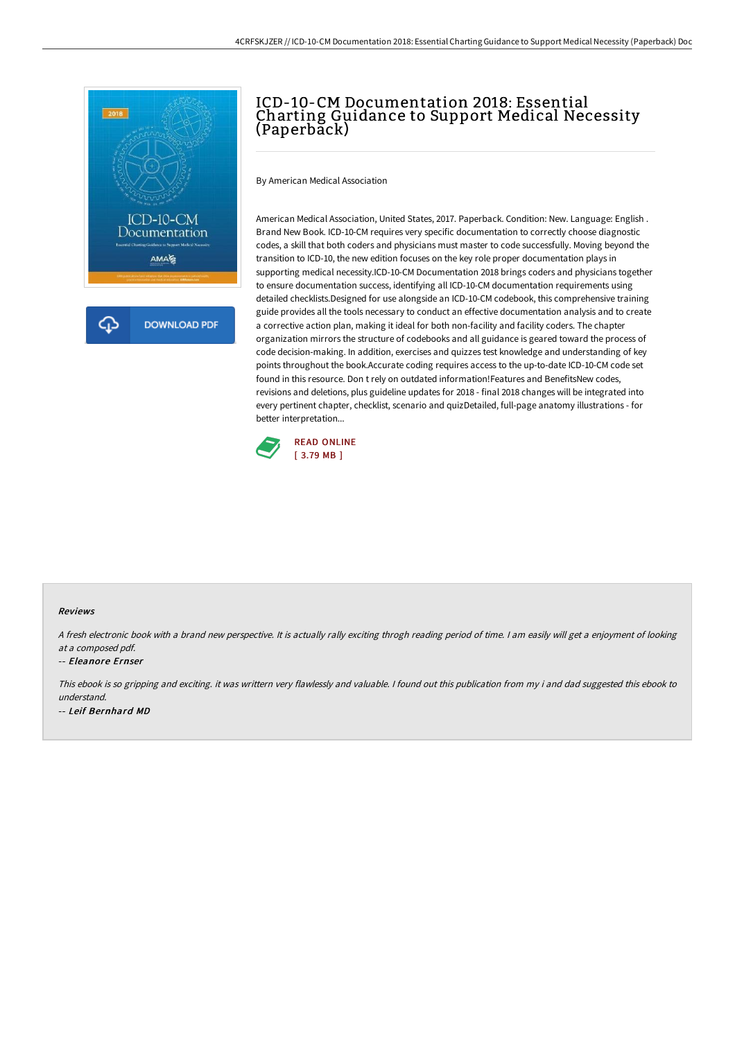# ICD-10-CM Documentation 2018: Essential Charting Guidance to Support Medical Necessity (Paperback)

DOWNLOAD PDF

By American Medical Association

American Medical Association, United States, 2017. Paperback. Condition: New. Language: English . Brand New Book. ICD-10-CM requires very specific documentation to correctly choose diagnostic codes, a skill that both coders and physicians must master to code successfully. Moving beyond the transition to ICD-10, the new edition focuses on the key role proper documentation plays in supporting medical necessity.ICD-10-CM Documentation 2018 brings coders and physicians together to ensure documentation success, identifying all ICD-10-CM documentation requirements using detailed checklists.Designed for use alongside an ICD-10-CM codebook, this comprehensive training guide provides all the tools necessary to conduct an effective documentation analysis and to create a corrective action plan, making it ideal for both non-facility and facility coders. The chapter organization mirrors the structure of codebooks and all guidance is geared toward the process of code decision-making. In addition, exercises and quizzes test knowledge and understanding of key points throughout the book.Accurate coding requires access to the up-to-date ICD-10-CM code set found in this resource. Don t rely on outdated information!Features and BenefitsNew codes, revisions and deletions, plus guideline updates for 2018 - final 2018 changes will be integrated into every pertinent chapter, checklist, scenario and quizDetailed, full-page anatomy illustrations - for better interpretation...

READ ONLINE
[ 3.79 MB ]

### Reviews

*A fresh electronic book with a brand new perspective. It is actually rally exciting throgh reading period of time. I am easily will get a enjoyment of looking at a composed pdf.*

-- *Eleanore Ernser*

*This ebook is so gripping and exciting. it was writtern very flawlessly and valuable. I found out this publication from my i and dad suggested this ebook to understand.*

-- *Leif Bernhard MD*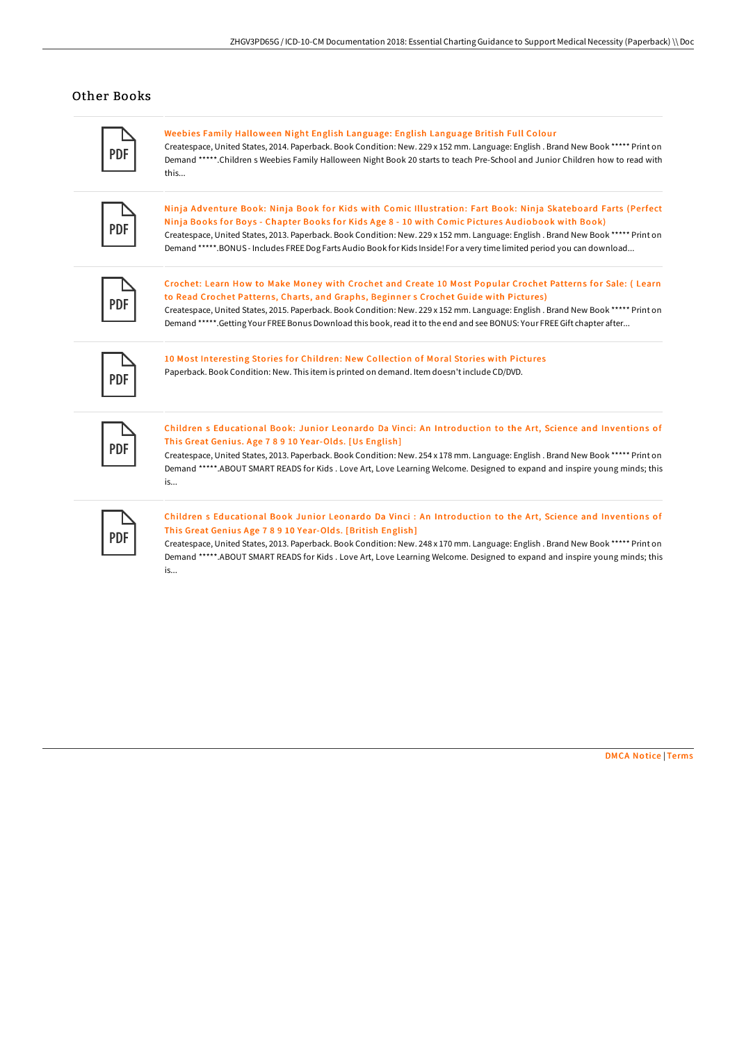## Other Books

**Weebies Family Halloween Night English Language: English Language British Full Colour**

Createspace, United States, 2014. Paperback. Book Condition: New. 229 x 152 mm. Language: English . Brand New Book ***** Print on Demand *****.Children s Weebies Family Halloween Night Book 20 starts to teach Pre-School and Junior Children how to read with this...

**Ninja Adventure Book: Ninja Book for Kids with Comic Illustration: Fart Book: Ninja Skateboard Farts (Perfect Ninja Books for Boys - Chapter Books for Kids Age 8 - 10 with Comic Pictures Audiobook with Book)**

Createspace, United States, 2013. Paperback. Book Condition: New. 229 x 152 mm. Language: English . Brand New Book ***** Print on Demand *****.BONUS - Includes FREE Dog Farts Audio Book for Kids Inside! For a very time limited period you can download...

**Crochet: Learn How to Make Money with Crochet and Create 10 Most Popular Crochet Patterns for Sale: ( Learn to Read Crochet Patterns, Charts, and Graphs, Beginner s Crochet Guide with Pictures)**

Createspace, United States, 2015. Paperback. Book Condition: New. 229 x 152 mm. Language: English . Brand New Book ***** Print on Demand *****.Getting Your FREE Bonus Download this book, read it to the end and see BONUS: Your FREE Gift chapter after...

**10 Most Interesting Stories for Children: New Collection of Moral Stories with Pictures**

Paperback. Book Condition: New. This item is printed on demand. Item doesn't include CD/DVD.

**Children s Educational Book: Junior Leonardo Da Vinci: An Introduction to the Art, Science and Inventions of This Great Genius. Age 7 8 9 10 Year-Olds. [Us English]**

Createspace, United States, 2013. Paperback. Book Condition: New. 254 x 178 mm. Language: English . Brand New Book ***** Print on Demand *****.ABOUT SMART READS for Kids . Love Art, Love Learning Welcome. Designed to expand and inspire young minds; this is...

**Children s Educational Book Junior Leonardo Da Vinci : An Introduction to the Art, Science and Inventions of This Great Genius Age 7 8 9 10 Year-Olds. [British English]**

Createspace, United States, 2013. Paperback. Book Condition: New. 248 x 170 mm. Language: English . Brand New Book ***** Print on Demand *****.ABOUT SMART READS for Kids . Love Art, Love Learning Welcome. Designed to expand and inspire young minds; this is...